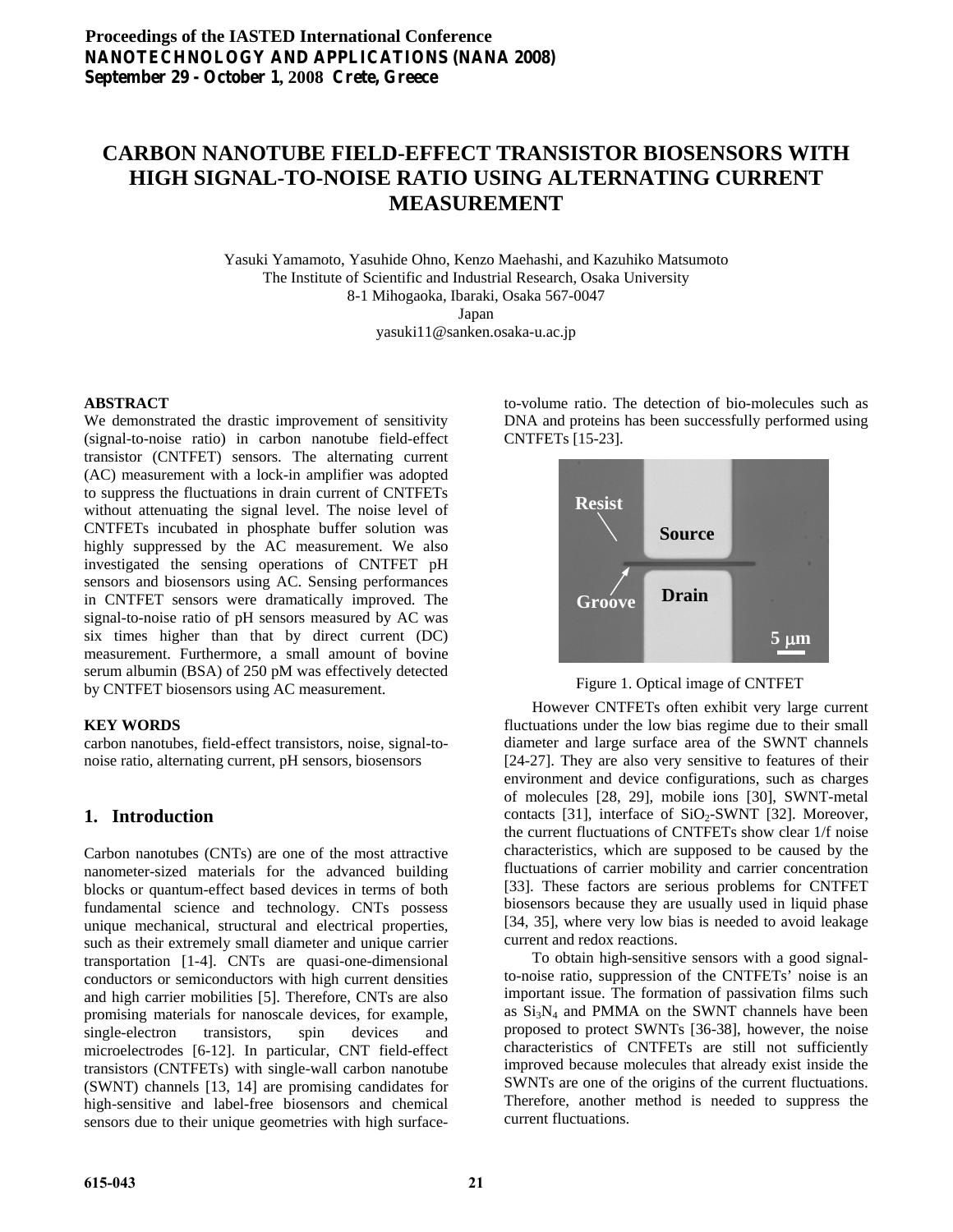# CARBON NANOTUBE FIELD-EFFECT TRANSISTOR BIOSENSORS WITH HIGH SIGNAL-TO-NOISE RATIO USING ALTERNATING CURRENT MEASUREMENT

Yasuki Yamamoto, Yasuhide Ohno, Kenzo Maehashi, and Kazuhiko Matsumoto
The Institute of Scientific and Industrial Research, Osaka University
8-1 Mihogaoka, Ibaraki, Osaka 567-0047
Japan
yasuki11@sanken.osaka-u.ac.jp

## ABSTRACT

We demonstrated the drastic improvement of sensitivity (signal-to-noise ratio) in carbon nanotube field-effect transistor (CNTFET) sensors. The alternating current (AC) measurement with a lock-in amplifier was adopted to suppress the fluctuations in drain current of CNTFETs without attenuating the signal level. The noise level of CNTFETs incubated in phosphate buffer solution was highly suppressed by the AC measurement. We also investigated the sensing operations of CNTFET pH sensors and biosensors using AC. Sensing performances in CNTFET sensors were dramatically improved. The signal-to-noise ratio of pH sensors measured by AC was six times higher than that by direct current (DC) measurement. Furthermore, a small amount of bovine serum albumin (BSA) of 250 pM was effectively detected by CNTFET biosensors using AC measurement.

## KEY WORDS

carbon nanotubes, field-effect transistors, noise, signal-to-noise ratio, alternating current, pH sensors, biosensors

## 1. Introduction

Carbon nanotubes (CNTs) are one of the most attractive nanometer-sized materials for the advanced building blocks or quantum-effect based devices in terms of both fundamental science and technology. CNTs possess unique mechanical, structural and electrical properties, such as their extremely small diameter and unique carrier transportation [1-4]. CNTs are quasi-one-dimensional conductors or semiconductors with high current densities and high carrier mobilities [5]. Therefore, CNTs are also promising materials for nanoscale devices, for example, single-electron transistors, spin devices and microelectrodes [6-12]. In particular, CNT field-effect transistors (CNTFETs) with single-wall carbon nanotube (SWNT) channels [13, 14] are promising candidates for high-sensitive and label-free biosensors and chemical sensors due to their unique geometries with high surface-to-volume ratio. The detection of bio-molecules such as DNA and proteins has been successfully performed using CNTFETs [15-23].

Figure 1. Optical image of CNTFET

However CNTFETs often exhibit very large current fluctuations under the low bias regime due to their small diameter and large surface area of the SWNT channels [24-27]. They are also very sensitive to features of their environment and device configurations, such as charges of molecules [28, 29], mobile ions [30], SWNT-metal contacts [31], interface of $SiO_2$-SWNT [32]. Moreover, the current fluctuations of CNTFETs show clear 1/f noise characteristics, which are supposed to be caused by the fluctuations of carrier mobility and carrier concentration [33]. These factors are serious problems for CNTFET biosensors because they are usually used in liquid phase [34, 35], where very low bias is needed to avoid leakage current and redox reactions.

To obtain high-sensitive sensors with a good signal-to-noise ratio, suppression of the CNTFETs' noise is an important issue. The formation of passivation films such as $Si_3N_4$ and PMMA on the SWNT channels have been proposed to protect SWNTs [36-38], however, the noise characteristics of CNTFETs are still not sufficiently improved because molecules that already exist inside the SWNTs are one of the origins of the current fluctuations. Therefore, another method is needed to suppress the current fluctuations.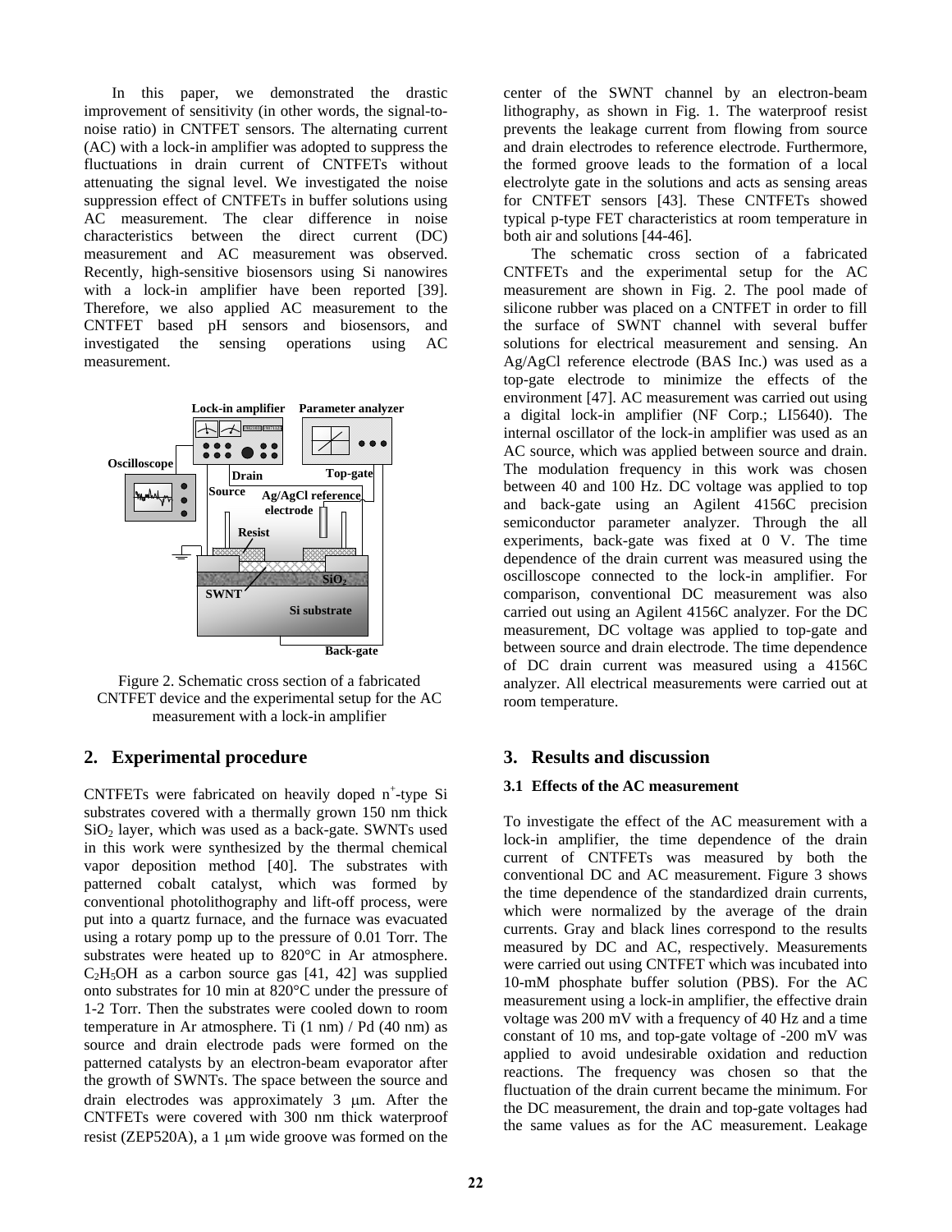In this paper, we demonstrated the drastic improvement of sensitivity (in other words, the signal-to-noise ratio) in CNTFET sensors. The alternating current (AC) with a lock-in amplifier was adopted to suppress the fluctuations in drain current of CNTFETs without attenuating the signal level. We investigated the noise suppression effect of CNTFETs in buffer solutions using AC measurement. The clear difference in noise characteristics between the direct current (DC) measurement and AC measurement was observed. Recently, high-sensitive biosensors using Si nanowires with a lock-in amplifier have been reported [39]. Therefore, we also applied AC measurement to the CNTFET based pH sensors and biosensors, and investigated the sensing operations using AC measurement.

Figure 2. Schematic cross section of a fabricated CNTFET device and the experimental setup for the AC measurement with a lock-in amplifier

## 2. Experimental procedure

CNTFETs were fabricated on heavily doped $n^+$-type Si substrates covered with a thermally grown 150 nm thick $SiO_2$ layer, which was used as a back-gate. SWNTs used in this work were synthesized by the thermal chemical vapor deposition method [40]. The substrates with patterned cobalt catalyst, which was formed by conventional photolithography and lift-off process, were put into a quartz furnace, and the furnace was evacuated using a rotary pomp up to the pressure of 0.01 Torr. The substrates were heated up to 820°C in Ar atmosphere. $C_2H_5OH$ as a carbon source gas [41, 42] was supplied onto substrates for 10 min at 820°C under the pressure of 1-2 Torr. Then the substrates were cooled down to room temperature in Ar atmosphere. Ti (1 nm) / Pd (40 nm) as source and drain electrode pads were formed on the patterned catalysts by an electron-beam evaporator after the growth of SWNTs. The space between the source and drain electrodes was approximately 3 μm. After the CNTFETs were covered with 300 nm thick waterproof resist (ZEP520A), a 1 μm wide groove was formed on the center of the SWNT channel by an electron-beam lithography, as shown in Fig. 1. The waterproof resist prevents the leakage current from flowing from source and drain electrodes to reference electrode. Furthermore, the formed groove leads to the formation of a local electrolyte gate in the solutions and acts as sensing areas for CNTFET sensors [43]. These CNTFETs showed typical p-type FET characteristics at room temperature in both air and solutions [44-46].

The schematic cross section of a fabricated CNTFETs and the experimental setup for the AC measurement are shown in Fig. 2. The pool made of silicone rubber was placed on a CNTFET in order to fill the surface of SWNT channel with several buffer solutions for electrical measurement and sensing. An Ag/AgCl reference electrode (BAS Inc.) was used as a top-gate electrode to minimize the effects of the environment [47]. AC measurement was carried out using a digital lock-in amplifier (NF Corp.; LI5640). The internal oscillator of the lock-in amplifier was used as an AC source, which was applied between source and drain. The modulation frequency in this work was chosen between 40 and 100 Hz. DC voltage was applied to top and back-gate using an Agilent 4156C precision semiconductor parameter analyzer. Through the all experiments, back-gate was fixed at 0 V. The time dependence of the drain current was measured using the oscilloscope connected to the lock-in amplifier. For comparison, conventional DC measurement was also carried out using an Agilent 4156C analyzer. For the DC measurement, DC voltage was applied to top-gate and between source and drain electrode. The time dependence of DC drain current was measured using a 4156C analyzer. All electrical measurements were carried out at room temperature.

## 3. Results and discussion

### 3.1 Effects of the AC measurement

To investigate the effect of the AC measurement with a lock-in amplifier, the time dependence of the drain current of CNTFETs was measured by both the conventional DC and AC measurement. Figure 3 shows the time dependence of the standardized drain currents, which were normalized by the average of the drain currents. Gray and black lines correspond to the results measured by DC and AC, respectively. Measurements were carried out using CNTFET which was incubated into 10-mM phosphate buffer solution (PBS). For the AC measurement using a lock-in amplifier, the effective drain voltage was 200 mV with a frequency of 40 Hz and a time constant of 10 ms, and top-gate voltage of -200 mV was applied to avoid undesirable oxidation and reduction reactions. The frequency was chosen so that the fluctuation of the drain current became the minimum. For the DC measurement, the drain and top-gate voltages had the same values as for the AC measurement. Leakage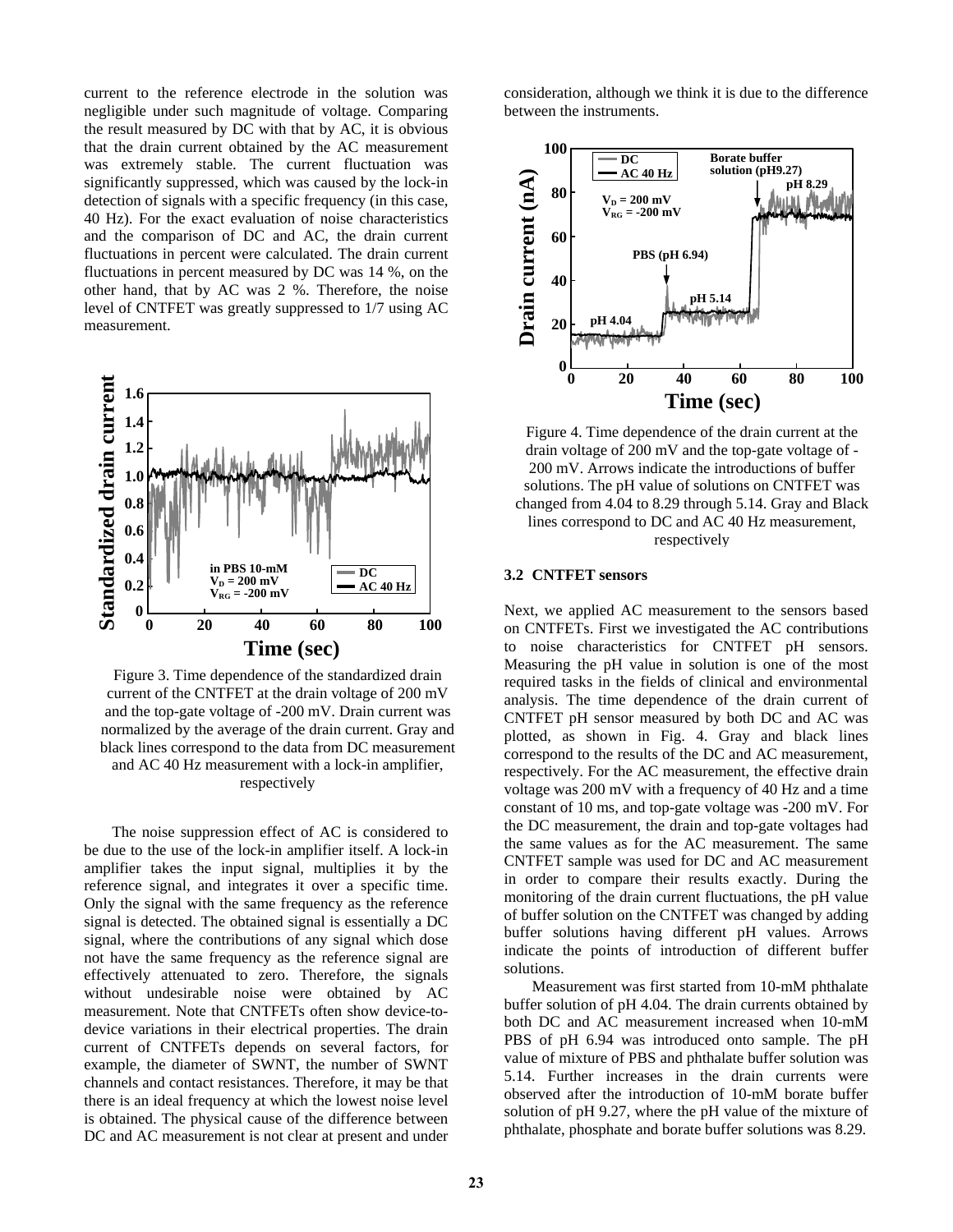current to the reference electrode in the solution was negligible under such magnitude of voltage. Comparing the result measured by DC with that by AC, it is obvious that the drain current obtained by the AC measurement was extremely stable. The current fluctuation was significantly suppressed, which was caused by the lock-in detection of signals with a specific frequency (in this case, 40 Hz). For the exact evaluation of noise characteristics and the comparison of DC and AC, the drain current fluctuations in percent were calculated. The drain current fluctuations in percent measured by DC was 14 %, on the other hand, that by AC was 2 %. Therefore, the noise level of CNTFET was greatly suppressed to 1/7 using AC measurement.

Figure 3. Time dependence of the standardized drain current of the CNTFET at the drain voltage of 200 mV and the top-gate voltage of -200 mV. Drain current was normalized by the average of the drain current. Gray and black lines correspond to the data from DC measurement and AC 40 Hz measurement with a lock-in amplifier, respectively

The noise suppression effect of AC is considered to be due to the use of the lock-in amplifier itself. A lock-in amplifier takes the input signal, multiplies it by the reference signal, and integrates it over a specific time. Only the signal with the same frequency as the reference signal is detected. The obtained signal is essentially a DC signal, where the contributions of any signal which dose not have the same frequency as the reference signal are effectively attenuated to zero. Therefore, the signals without undesirable noise were obtained by AC measurement. Note that CNTFETs often show device-to-device variations in their electrical properties. The drain current of CNTFETs depends on several factors, for example, the diameter of SWNT, the number of SWNT channels and contact resistances. Therefore, it may be that there is an ideal frequency at which the lowest noise level is obtained. The physical cause of the difference between DC and AC measurement is not clear at present and under consideration, although we think it is due to the difference between the instruments.

Figure 4. Time dependence of the drain current at the drain voltage of 200 mV and the top-gate voltage of -200 mV. Arrows indicate the introductions of buffer solutions. The pH value of solutions on CNTFET was changed from 4.04 to 8.29 through 5.14. Gray and Black lines correspond to DC and AC 40 Hz measurement, respectively

### 3.2 CNTFET sensors

Next, we applied AC measurement to the sensors based on CNTFETs. First we investigated the AC contributions to noise characteristics for CNTFET pH sensors. Measuring the pH value in solution is one of the most required tasks in the fields of clinical and environmental analysis. The time dependence of the drain current of CNTFET pH sensor measured by both DC and AC was plotted, as shown in Fig. 4. Gray and black lines correspond to the results of the DC and AC measurement, respectively. For the AC measurement, the effective drain voltage was 200 mV with a frequency of 40 Hz and a time constant of 10 ms, and top-gate voltage was -200 mV. For the DC measurement, the drain and top-gate voltages had the same values as for the AC measurement. The same CNTFET sample was used for DC and AC measurement in order to compare their results exactly. During the monitoring of the drain current fluctuations, the pH value of buffer solution on the CNTFET was changed by adding buffer solutions having different pH values. Arrows indicate the points of introduction of different buffer solutions.

Measurement was first started from 10-mM phthalate buffer solution of pH 4.04. The drain currents obtained by both DC and AC measurement increased when 10-mM PBS of pH 6.94 was introduced onto sample. The pH value of mixture of PBS and phthalate buffer solution was 5.14. Further increases in the drain currents were observed after the introduction of 10-mM borate buffer solution of pH 9.27, where the pH value of the mixture of phthalate, phosphate and borate buffer solutions was 8.29.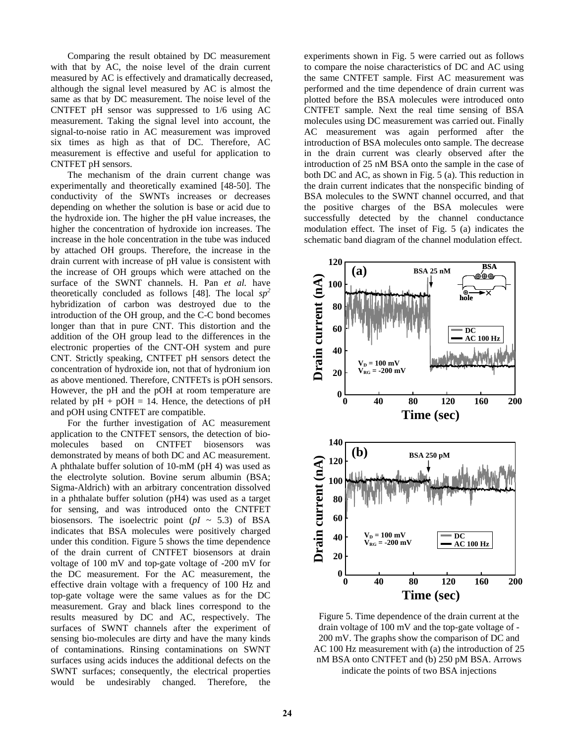Comparing the result obtained by DC measurement with that by AC, the noise level of the drain current measured by AC is effectively and dramatically decreased, although the signal level measured by AC is almost the same as that by DC measurement. The noise level of the CNTFET pH sensor was suppressed to 1/6 using AC measurement. Taking the signal level into account, the signal-to-noise ratio in AC measurement was improved six times as high as that of DC. Therefore, AC measurement is effective and useful for application to CNTFET pH sensors.

The mechanism of the drain current change was experimentally and theoretically examined [48-50]. The conductivity of the SWNTs increases or decreases depending on whether the solution is base or acid due to the hydroxide ion. The higher the pH value increases, the higher the concentration of hydroxide ion increases. The increase in the hole concentration in the tube was induced by attached OH groups. Therefore, the increase in the drain current with increase of pH value is consistent with the increase of OH groups which were attached on the surface of the SWNT channels. H. Pan *et al.* have theoretically concluded as follows [48]. The local $sp^2$ hybridization of carbon was destroyed due to the introduction of the OH group, and the C-C bond becomes longer than that in pure CNT. This distortion and the addition of the OH group lead to the differences in the electronic properties of the CNT-OH system and pure CNT. Strictly speaking, CNTFET pH sensors detect the concentration of hydroxide ion, not that of hydronium ion as above mentioned. Therefore, CNTFETs is pOH sensors. However, the pH and the pOH at room temperature are related by pH + pOH = 14. Hence, the detections of pH and pOH using CNTFET are compatible.

For the further investigation of AC measurement application to the CNTFET sensors, the detection of bio-molecules based on CNTFET biosensors was demonstrated by means of both DC and AC measurement. A phthalate buffer solution of 10-mM (pH 4) was used as the electrolyte solution. Bovine serum albumin (BSA; Sigma-Aldrich) with an arbitrary concentration dissolved in a phthalate buffer solution (pH4) was used as a target for sensing, and was introduced onto the CNTFET biosensors. The isoelectric point (*pI* ~ 5.3) of BSA indicates that BSA molecules were positively charged under this condition. Figure 5 shows the time dependence of the drain current of CNTFET biosensors at drain voltage of 100 mV and top-gate voltage of -200 mV for the DC measurement. For the AC measurement, the effective drain voltage with a frequency of 100 Hz and top-gate voltage were the same values as for the DC measurement. Gray and black lines correspond to the results measured by DC and AC, respectively. The surfaces of SWNT channels after the experiment of sensing bio-molecules are dirty and have the many kinds of contaminations. Rinsing contaminations on SWNT surfaces using acids induces the additional defects on the SWNT surfaces; consequently, the electrical properties would be undesirably changed. Therefore, the experiments shown in Fig. 5 were carried out as follows to compare the noise characteristics of DC and AC using the same CNTFET sample. First AC measurement was performed and the time dependence of drain current was plotted before the BSA molecules were introduced onto CNTFET sample. Next the real time sensing of BSA molecules using DC measurement was carried out. Finally AC measurement was again performed after the introduction of BSA molecules onto sample. The decrease in the drain current was clearly observed after the introduction of 25 nM BSA onto the sample in the case of both DC and AC, as shown in Fig. 5 (a). This reduction in the drain current indicates that the nonspecific binding of BSA molecules to the SWNT channel occurred, and that the positive charges of the BSA molecules were successfully detected by the channel conductance modulation effect. The inset of Fig. 5 (a) indicates the schematic band diagram of the channel modulation effect.

Figure 5. Time dependence of the drain current at the drain voltage of 100 mV and the top-gate voltage of -200 mV. The graphs show the comparison of DC and AC 100 Hz measurement with (a) the introduction of 25 nM BSA onto CNTFET and (b) 250 pM BSA. Arrows indicate the points of two BSA injections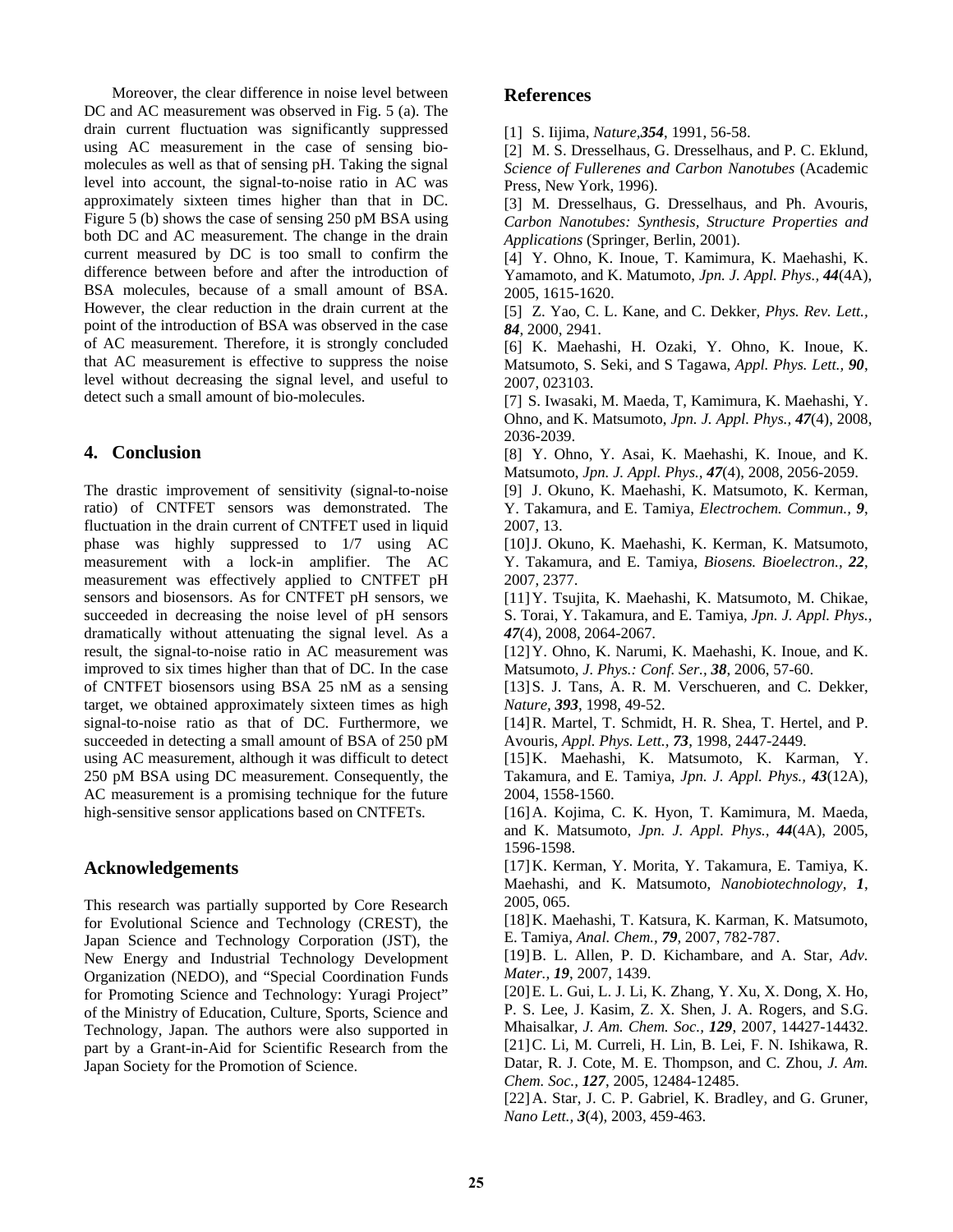Moreover, the clear difference in noise level between DC and AC measurement was observed in Fig. 5 (a). The drain current fluctuation was significantly suppressed using AC measurement in the case of sensing bio-molecules as well as that of sensing pH. Taking the signal level into account, the signal-to-noise ratio in AC was approximately sixteen times higher than that in DC. Figure 5 (b) shows the case of sensing 250 pM BSA using both DC and AC measurement. The change in the drain current measured by DC is too small to confirm the difference between before and after the introduction of BSA molecules, because of a small amount of BSA. However, the clear reduction in the drain current at the point of the introduction of BSA was observed in the case of AC measurement. Therefore, it is strongly concluded that AC measurement is effective to suppress the noise level without decreasing the signal level, and useful to detect such a small amount of bio-molecules.

## 4. Conclusion

The drastic improvement of sensitivity (signal-to-noise ratio) of CNTFET sensors was demonstrated. The fluctuation in the drain current of CNTFET used in liquid phase was highly suppressed to 1/7 using AC measurement with a lock-in amplifier. The AC measurement was effectively applied to CNTFET pH sensors and biosensors. As for CNTFET pH sensors, we succeeded in decreasing the noise level of pH sensors dramatically without attenuating the signal level. As a result, the signal-to-noise ratio in AC measurement was improved to six times higher than that of DC. In the case of CNTFET biosensors using BSA 25 nM as a sensing target, we obtained approximately sixteen times as high signal-to-noise ratio as that of DC. Furthermore, we succeeded in detecting a small amount of BSA of 250 pM using AC measurement, although it was difficult to detect 250 pM BSA using DC measurement. Consequently, the AC measurement is a promising technique for the future high-sensitive sensor applications based on CNTFETs.

## Acknowledgements

This research was partially supported by Core Research for Evolutional Science and Technology (CREST), the Japan Science and Technology Corporation (JST), the New Energy and Industrial Technology Development Organization (NEDO), and "Special Coordination Funds for Promoting Science and Technology: Yuragi Project" of the Ministry of Education, Culture, Sports, Science and Technology, Japan. The authors were also supported in part by a Grant-in-Aid for Scientific Research from the Japan Society for the Promotion of Science.

## References

[1] S. Iijima, *Nature*,***354***, 1991, 56-58.

[2] M. S. Dresselhaus, G. Dresselhaus, and P. C. Eklund, *Science of Fullerenes and Carbon Nanotubes* (Academic Press, New York, 1996).

[3] M. Dresselhaus, G. Dresselhaus, and Ph. Avouris, *Carbon Nanotubes: Synthesis, Structure Properties and Applications* (Springer, Berlin, 2001).

[4] Y. Ohno, K. Inoue, T. Kamimura, K. Maehashi, K. Yamamoto, and K. Matumoto, *Jpn. J. Appl. Phys.*, ***44***(4A), 2005, 1615-1620.

[5] Z. Yao, C. L. Kane, and C. Dekker, *Phys. Rev. Lett.*, ***84***, 2000, 2941.

[6] K. Maehashi, H. Ozaki, Y. Ohno, K. Inoue, K. Matsumoto, S. Seki, and S Tagawa, *Appl. Phys. Lett.*, ***90***, 2007, 023103.

[7] S. Iwasaki, M. Maeda, T, Kamimura, K. Maehashi, Y. Ohno, and K. Matsumoto, *Jpn. J. Appl. Phys.*, ***47***(4), 2008, 2036-2039.

[8] Y. Ohno, Y. Asai, K. Maehashi, K. Inoue, and K. Matsumoto, *Jpn. J. Appl. Phys.*, ***47***(4), 2008, 2056-2059.

[9] J. Okuno, K. Maehashi, K. Matsumoto, K. Kerman, Y. Takamura, and E. Tamiya, *Electrochem. Commun.*, ***9***, 2007, 13.

[10] J. Okuno, K. Maehashi, K. Kerman, K. Matsumoto, Y. Takamura, and E. Tamiya, *Biosens. Bioelectron.*, ***22***, 2007, 2377.

[11] Y. Tsujita, K. Maehashi, K. Matsumoto, M. Chikae, S. Torai, Y. Takamura, and E. Tamiya, *Jpn. J. Appl. Phys.*, ***47***(4), 2008, 2064-2067.

[12] Y. Ohno, K. Narumi, K. Maehashi, K. Inoue, and K. Matsumoto, *J. Phys.: Conf. Ser.*, ***38***, 2006, 57-60.

[13] S. J. Tans, A. R. M. Verschueren, and C. Dekker, *Nature*, ***393***, 1998, 49-52.

[14] R. Martel, T. Schmidt, H. R. Shea, T. Hertel, and P. Avouris, *Appl. Phys. Lett.*, ***73***, 1998, 2447-2449.

[15] K. Maehashi, K. Matsumoto, K. Karman, Y. Takamura, and E. Tamiya, *Jpn. J. Appl. Phys.*, ***43***(12A), 2004, 1558-1560.

[16] A. Kojima, C. K. Hyon, T. Kamimura, M. Maeda, and K. Matsumoto, *Jpn. J. Appl. Phys.*, ***44***(4A), 2005, 1596-1598.

[17] K. Kerman, Y. Morita, Y. Takamura, E. Tamiya, K. Maehashi, and K. Matsumoto, *Nanobiotechnology*, ***1***, 2005, 065.

[18] K. Maehashi, T. Katsura, K. Karman, K. Matsumoto, E. Tamiya, *Anal. Chem.*, ***79***, 2007, 782-787.

[19] B. L. Allen, P. D. Kichambare, and A. Star, *Adv. Mater.*, ***19***, 2007, 1439.

[20] E. L. Gui, L. J. Li, K. Zhang, Y. Xu, X. Dong, X. Ho, P. S. Lee, J. Kasim, Z. X. Shen, J. A. Rogers, and S.G. Mhaisalkar, *J. Am. Chem. Soc.*, ***129***, 2007, 14427-14432.

[21] C. Li, M. Curreli, H. Lin, B. Lei, F. N. Ishikawa, R. Datar, R. J. Cote, M. E. Thompson, and C. Zhou, *J. Am. Chem. Soc.*, ***127***, 2005, 12484-12485.

[22] A. Star, J. C. P. Gabriel, K. Bradley, and G. Gruner, *Nano Lett.*, ***3***(4), 2003, 459-463.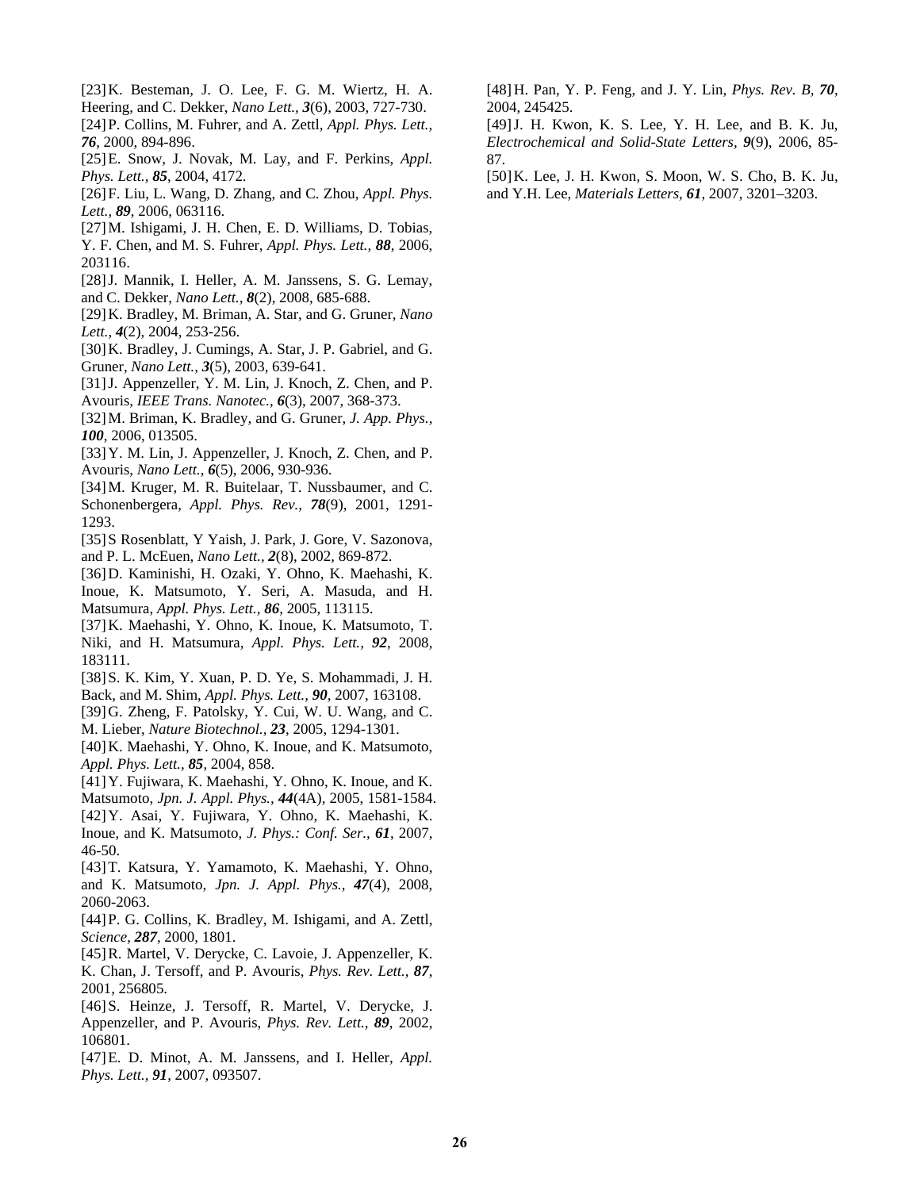[23] K. Besteman, J. O. Lee, F. G. M. Wiertz, H. A. Heering, and C. Dekker, *Nano Lett.*, ***3***(6), 2003, 727-730.

[24] P. Collins, M. Fuhrer, and A. Zettl, *Appl. Phys. Lett.*, ***76***, 2000, 894-896.

[25] E. Snow, J. Novak, M. Lay, and F. Perkins, *Appl. Phys. Lett.*, ***85***, 2004, 4172.

[26] F. Liu, L. Wang, D. Zhang, and C. Zhou, *Appl. Phys. Lett.*, ***89***, 2006, 063116.

[27] M. Ishigami, J. H. Chen, E. D. Williams, D. Tobias, Y. F. Chen, and M. S. Fuhrer, *Appl. Phys. Lett.*, ***88***, 2006, 203116.

[28] J. Mannik, I. Heller, A. M. Janssens, S. G. Lemay, and C. Dekker, *Nano Lett.*, ***8***(2), 2008, 685-688.

[29] K. Bradley, M. Briman, A. Star, and G. Gruner, *Nano Lett.*, ***4***(2), 2004, 253-256.

[30] K. Bradley, J. Cumings, A. Star, J. P. Gabriel, and G. Gruner, *Nano Lett.*, ***3***(5), 2003, 639-641.

[31] J. Appenzeller, Y. M. Lin, J. Knoch, Z. Chen, and P. Avouris, *IEEE Trans. Nanotec.*, ***6***(3), 2007, 368-373.

[32] M. Briman, K. Bradley, and G. Gruner, *J. App. Phys.*, ***100***, 2006, 013505.

[33] Y. M. Lin, J. Appenzeller, J. Knoch, Z. Chen, and P. Avouris, *Nano Lett.*, ***6***(5), 2006, 930-936.

[34] M. Kruger, M. R. Buitelaar, T. Nussbaumer, and C. Schonenbergera, *Appl. Phys. Rev.*, ***78***(9), 2001, 1291-1293.

[35] S Rosenblatt, Y Yaish, J. Park, J. Gore, V. Sazonova, and P. L. McEuen, *Nano Lett.*, ***2***(8), 2002, 869-872.

[36] D. Kaminishi, H. Ozaki, Y. Ohno, K. Maehashi, K. Inoue, K. Matsumoto, Y. Seri, A. Masuda, and H. Matsumura, *Appl. Phys. Lett.*, ***86***, 2005, 113115.

[37] K. Maehashi, Y. Ohno, K. Inoue, K. Matsumoto, T. Niki, and H. Matsumura, *Appl. Phys. Lett.*, ***92***, 2008, 183111.

[38] S. K. Kim, Y. Xuan, P. D. Ye, S. Mohammadi, J. H. Back, and M. Shim, *Appl. Phys. Lett.*, ***90***, 2007, 163108.

[39] G. Zheng, F. Patolsky, Y. Cui, W. U. Wang, and C. M. Lieber, *Nature Biotechnol.*, ***23***, 2005, 1294-1301.

[40] K. Maehashi, Y. Ohno, K. Inoue, and K. Matsumoto, *Appl. Phys. Lett.*, ***85***, 2004, 858.

[41] Y. Fujiwara, K. Maehashi, Y. Ohno, K. Inoue, and K. Matsumoto, *Jpn. J. Appl. Phys.*, ***44***(4A), 2005, 1581-1584.

[42] Y. Asai, Y. Fujiwara, Y. Ohno, K. Maehashi, K. Inoue, and K. Matsumoto, *J. Phys.: Conf. Ser.*, ***61***, 2007, 46-50.

[43] T. Katsura, Y. Yamamoto, K. Maehashi, Y. Ohno, and K. Matsumoto, *Jpn. J. Appl. Phys.*, ***47***(4), 2008, 2060-2063.

[44] P. G. Collins, K. Bradley, M. Ishigami, and A. Zettl, *Science*, ***287***, 2000, 1801.

[45] R. Martel, V. Derycke, C. Lavoie, J. Appenzeller, K. K. Chan, J. Tersoff, and P. Avouris, *Phys. Rev. Lett.*, ***87***, 2001, 256805.

[46] S. Heinze, J. Tersoff, R. Martel, V. Derycke, J. Appenzeller, and P. Avouris, *Phys. Rev. Lett.*, ***89***, 2002, 106801.

[47] E. D. Minot, A. M. Janssens, and I. Heller, *Appl. Phys. Lett.*, ***91***, 2007, 093507.

[48] H. Pan, Y. P. Feng, and J. Y. Lin, *Phys. Rev. B*, ***70***, 2004, 245425.

[49] J. H. Kwon, K. S. Lee, Y. H. Lee, and B. K. Ju, *Electrochemical and Solid-State Letters*, ***9***(9), 2006, 85-87.

[50] K. Lee, J. H. Kwon, S. Moon, W. S. Cho, B. K. Ju, and Y.H. Lee, *Materials Letters*, ***61***, 2007, 3201–3203.